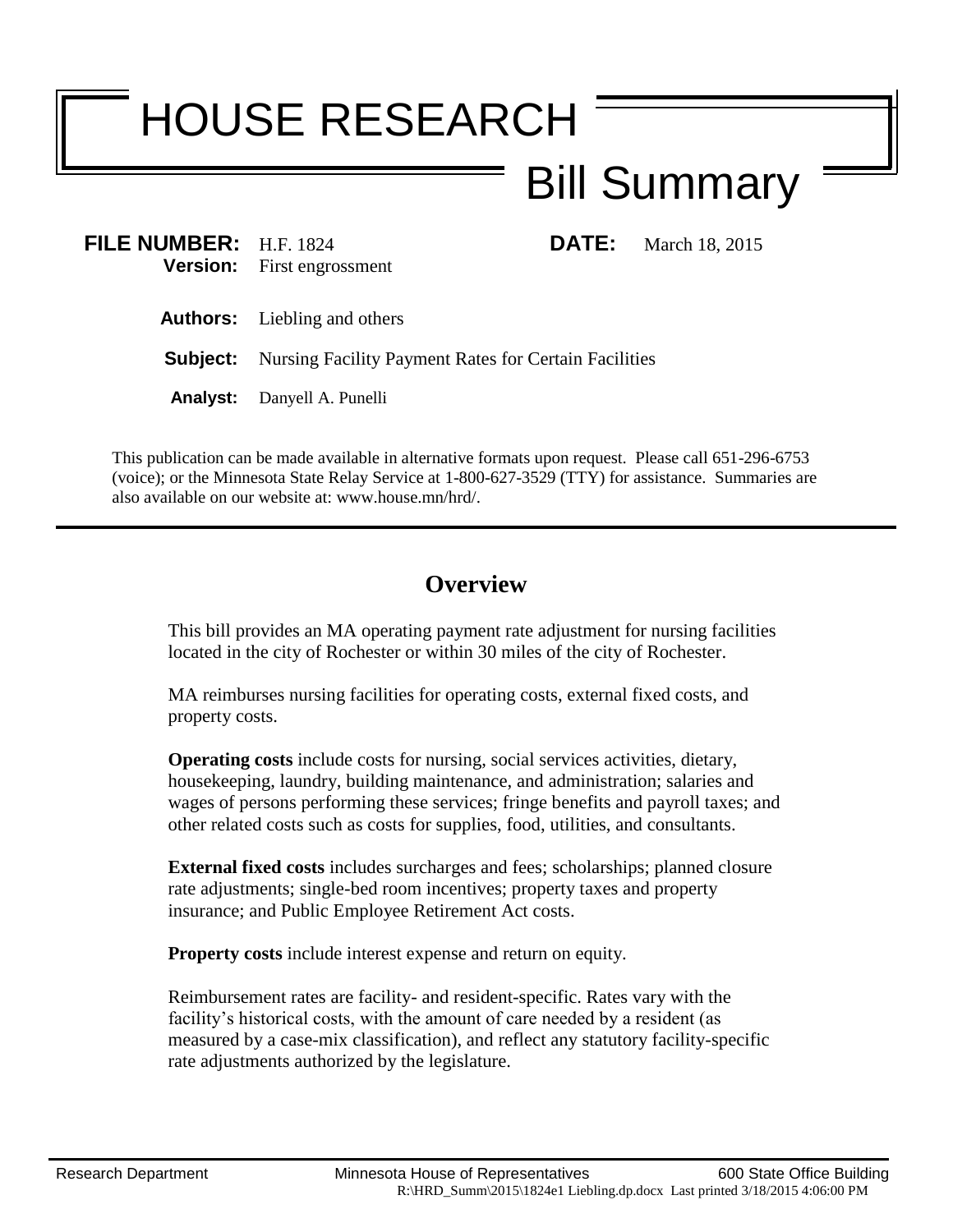# HOUSE RESEARCH

## Bill Summary

**FILE NUMBER:** H.F. 1824

**DATE:** March 18, 2015

**Version:** First engrossment

**Authors:** Liebling and others

**Subject:** Nursing Facility Payment Rates for Certain Facilities

**Analyst:** Danyell A. Punelli

This publication can be made available in alternative formats upon request. Please call 651-296-6753 (voice); or the Minnesota State Relay Service at 1-800-627-3529 (TTY) for assistance. Summaries are also available on our website at: www.house.mn/hrd/.

---

## Overview

This bill provides an MA operating payment rate adjustment for nursing facilities located in the city of Rochester or within 30 miles of the city of Rochester.

MA reimburses nursing facilities for operating costs, external fixed costs, and property costs.

**Operating costs** include costs for nursing, social services activities, dietary, housekeeping, laundry, building maintenance, and administration; salaries and wages of persons performing these services; fringe benefits and payroll taxes; and other related costs such as costs for supplies, food, utilities, and consultants.

**External fixed costs** includes surcharges and fees; scholarships; planned closure rate adjustments; single-bed room incentives; property taxes and property insurance; and Public Employee Retirement Act costs.

**Property costs** include interest expense and return on equity.

Reimbursement rates are facility- and resident-specific. Rates vary with the facility's historical costs, with the amount of care needed by a resident (as measured by a case-mix classification), and reflect any statutory facility-specific rate adjustments authorized by the legislature.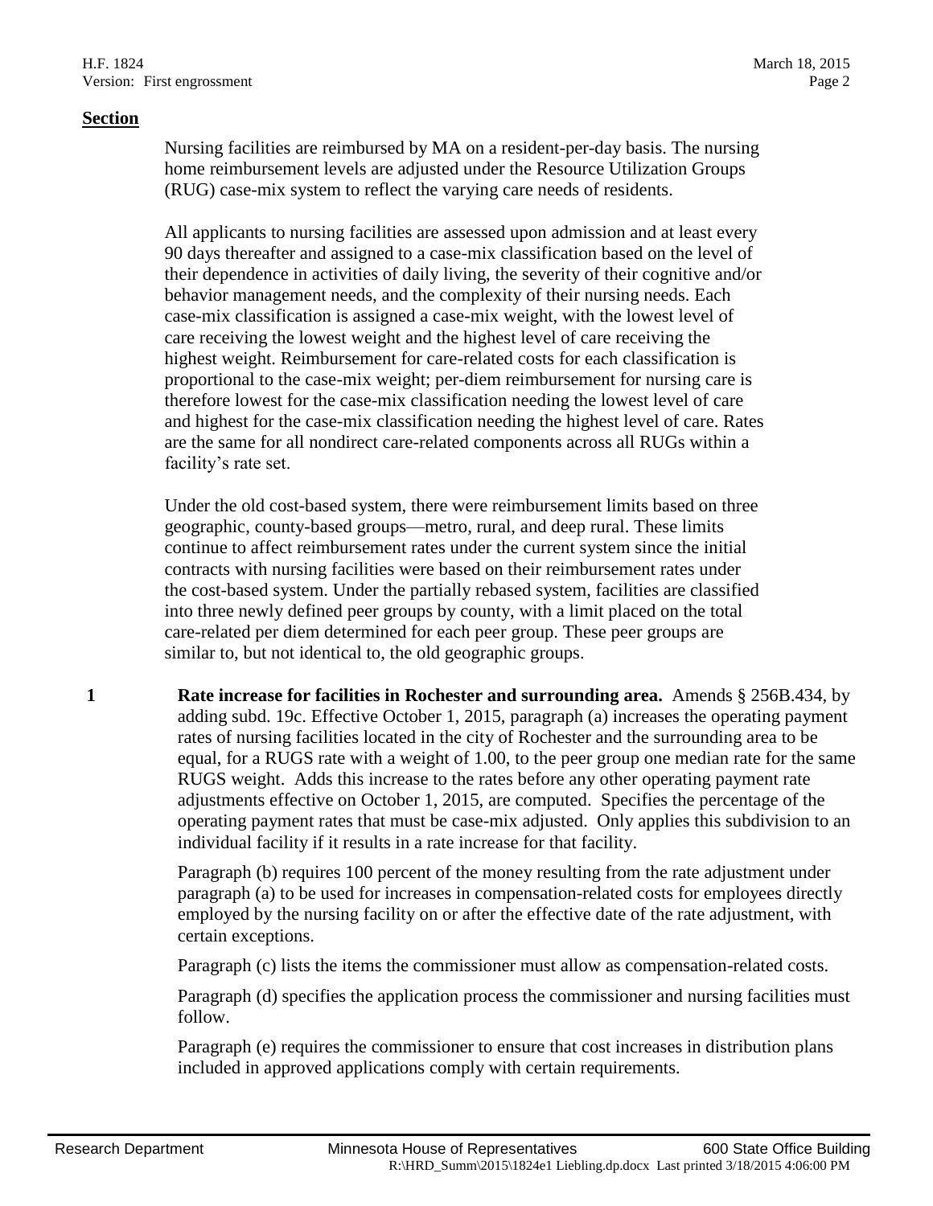**Section**

Nursing facilities are reimbursed by MA on a resident-per-day basis. The nursing home reimbursement levels are adjusted under the Resource Utilization Groups (RUG) case-mix system to reflect the varying care needs of residents.

All applicants to nursing facilities are assessed upon admission and at least every 90 days thereafter and assigned to a case-mix classification based on the level of their dependence in activities of daily living, the severity of their cognitive and/or behavior management needs, and the complexity of their nursing needs. Each case-mix classification is assigned a case-mix weight, with the lowest level of care receiving the lowest weight and the highest level of care receiving the highest weight. Reimbursement for care-related costs for each classification is proportional to the case-mix weight; per-diem reimbursement for nursing care is therefore lowest for the case-mix classification needing the lowest level of care and highest for the case-mix classification needing the highest level of care. Rates are the same for all nondirect care-related components across all RUGs within a facility's rate set.

Under the old cost-based system, there were reimbursement limits based on three geographic, county-based groups—metro, rural, and deep rural. These limits continue to affect reimbursement rates under the current system since the initial contracts with nursing facilities were based on their reimbursement rates under the cost-based system. Under the partially rebased system, facilities are classified into three newly defined peer groups by county, with a limit placed on the total care-related per diem determined for each peer group. These peer groups are similar to, but not identical to, the old geographic groups.

**1** **Rate increase for facilities in Rochester and surrounding area.** Amends § 256B.434, by adding subd. 19c. Effective October 1, 2015, paragraph (a) increases the operating payment rates of nursing facilities located in the city of Rochester and the surrounding area to be equal, for a RUGS rate with a weight of 1.00, to the peer group one median rate for the same RUGS weight. Adds this increase to the rates before any other operating payment rate adjustments effective on October 1, 2015, are computed. Specifies the percentage of the operating payment rates that must be case-mix adjusted. Only applies this subdivision to an individual facility if it results in a rate increase for that facility.

Paragraph (b) requires 100 percent of the money resulting from the rate adjustment under paragraph (a) to be used for increases in compensation-related costs for employees directly employed by the nursing facility on or after the effective date of the rate adjustment, with certain exceptions.

Paragraph (c) lists the items the commissioner must allow as compensation-related costs.

Paragraph (d) specifies the application process the commissioner and nursing facilities must follow.

Paragraph (e) requires the commissioner to ensure that cost increases in distribution plans included in approved applications comply with certain requirements.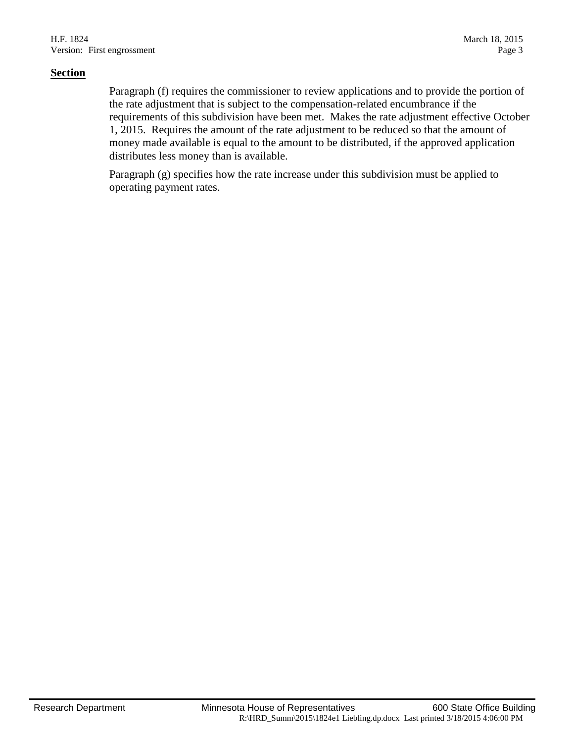**Section**

Paragraph (f) requires the commissioner to review applications and to provide the portion of the rate adjustment that is subject to the compensation-related encumbrance if the requirements of this subdivision have been met. Makes the rate adjustment effective October 1, 2015. Requires the amount of the rate adjustment to be reduced so that the amount of money made available is equal to the amount to be distributed, if the approved application distributes less money than is available.

Paragraph (g) specifies how the rate increase under this subdivision must be applied to operating payment rates.